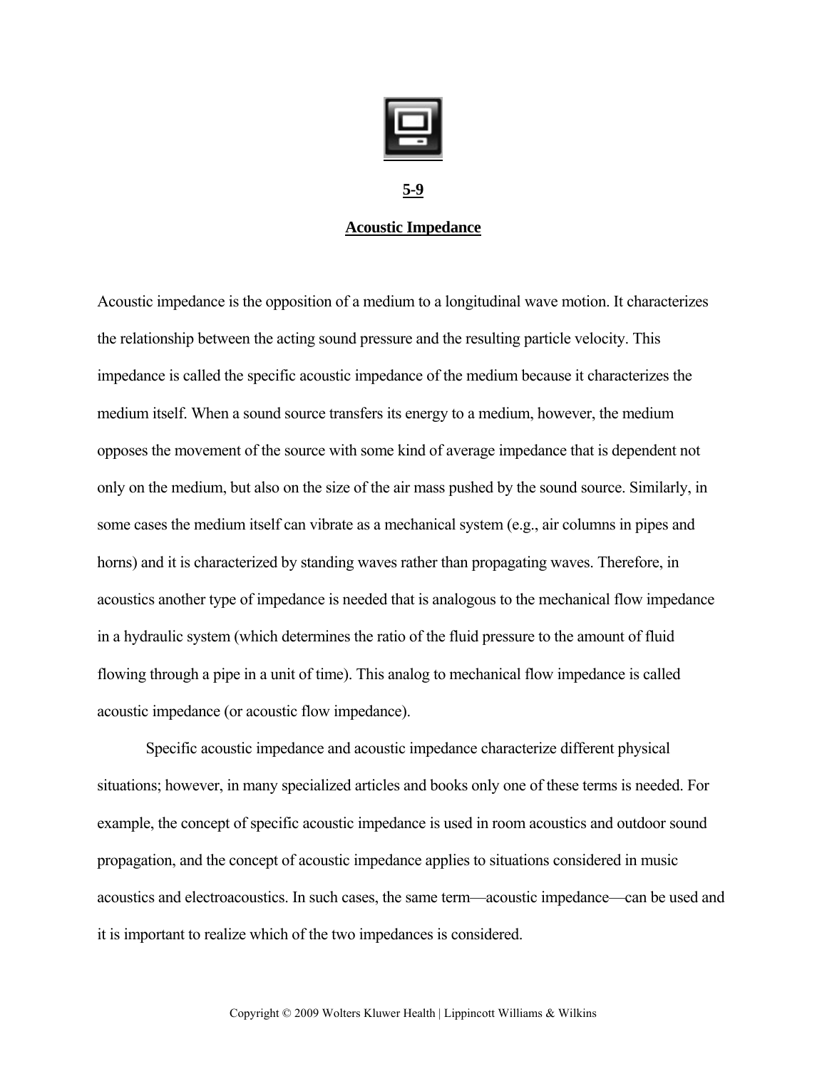# 5-9

## Acoustic Impedance

Acoustic impedance is the opposition of a medium to a longitudinal wave motion. It characterizes the relationship between the acting sound pressure and the resulting particle velocity. This impedance is called the specific acoustic impedance of the medium because it characterizes the medium itself. When a sound source transfers its energy to a medium, however, the medium opposes the movement of the source with some kind of average impedance that is dependent not only on the medium, but also on the size of the air mass pushed by the sound source. Similarly, in some cases the medium itself can vibrate as a mechanical system (e.g., air columns in pipes and horns) and it is characterized by standing waves rather than propagating waves. Therefore, in acoustics another type of impedance is needed that is analogous to the mechanical flow impedance in a hydraulic system (which determines the ratio of the fluid pressure to the amount of fluid flowing through a pipe in a unit of time). This analog to mechanical flow impedance is called acoustic impedance (or acoustic flow impedance).

Specific acoustic impedance and acoustic impedance characterize different physical situations; however, in many specialized articles and books only one of these terms is needed. For example, the concept of specific acoustic impedance is used in room acoustics and outdoor sound propagation, and the concept of acoustic impedance applies to situations considered in music acoustics and electroacoustics. In such cases, the same term—acoustic impedance—can be used and it is important to realize which of the two impedances is considered.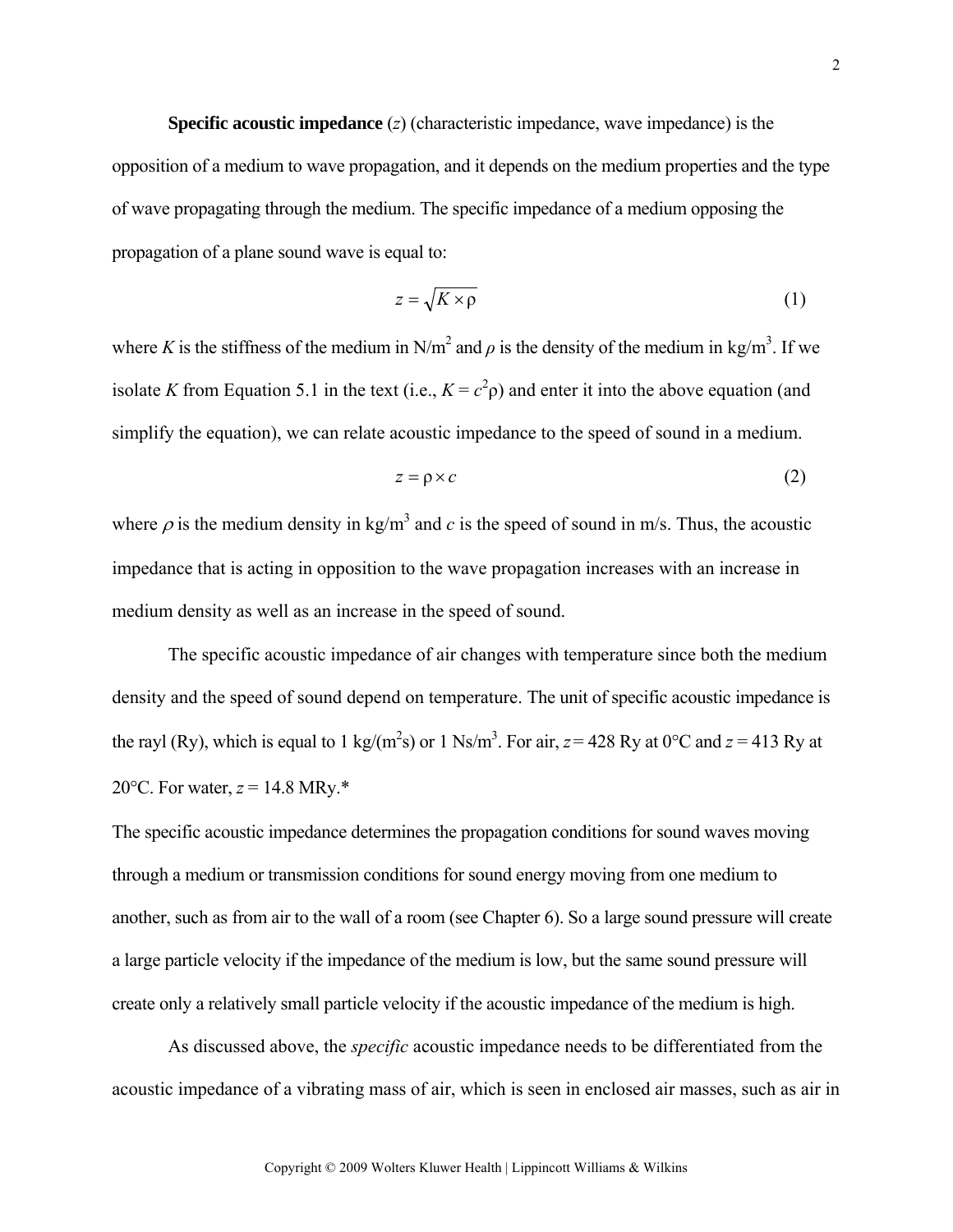**Specific acoustic impedance** ($z$) (characteristic impedance, wave impedance) is the opposition of a medium to wave propagation, and it depends on the medium properties and the type of wave propagating through the medium. The specific impedance of a medium opposing the propagation of a plane sound wave is equal to:

$$z = \sqrt{K \times \rho} \tag{1}$$

where $K$ is the stiffness of the medium in N/m$^2$ and $\rho$ is the density of the medium in kg/m$^3$. If we isolate $K$ from Equation 5.1 in the text (i.e., $K = c^2\rho$) and enter it into the above equation (and simplify the equation), we can relate acoustic impedance to the speed of sound in a medium.

$$z = \rho \times c \tag{2}$$

where $\rho$ is the medium density in kg/m$^3$ and $c$ is the speed of sound in m/s. Thus, the acoustic impedance that is acting in opposition to the wave propagation increases with an increase in medium density as well as an increase in the speed of sound.

The specific acoustic impedance of air changes with temperature since both the medium density and the speed of sound depend on temperature. The unit of specific acoustic impedance is the rayl (Ry), which is equal to 1 kg/(m$^2$s) or 1 Ns/m$^3$. For air, $z$ = 428 Ry at 0°C and $z$ = 413 Ry at 20°C. For water, $z$ = 14.8 MRy.*

The specific acoustic impedance determines the propagation conditions for sound waves moving through a medium or transmission conditions for sound energy moving from one medium to another, such as from air to the wall of a room (see Chapter 6). So a large sound pressure will create a large particle velocity if the impedance of the medium is low, but the same sound pressure will create only a relatively small particle velocity if the acoustic impedance of the medium is high.

As discussed above, the *specific* acoustic impedance needs to be differentiated from the acoustic impedance of a vibrating mass of air, which is seen in enclosed air masses, such as air in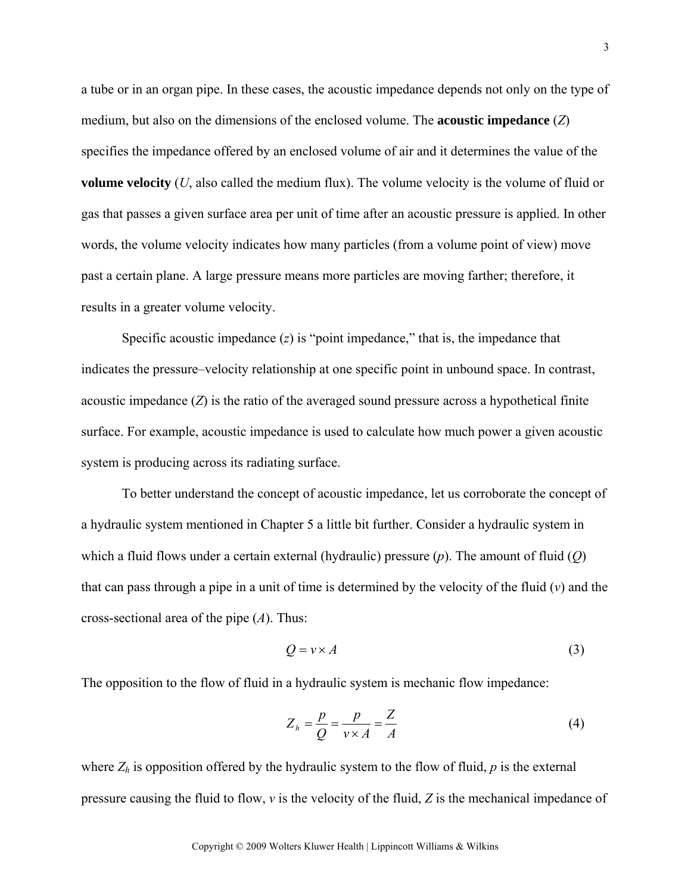a tube or in an organ pipe. In these cases, the acoustic impedance depends not only on the type of medium, but also on the dimensions of the enclosed volume. The **acoustic impedance** ($Z$) specifies the impedance offered by an enclosed volume of air and it determines the value of the **volume velocity** ($U$, also called the medium flux). The volume velocity is the volume of fluid or gas that passes a given surface area per unit of time after an acoustic pressure is applied. In other words, the volume velocity indicates how many particles (from a volume point of view) move past a certain plane. A large pressure means more particles are moving farther; therefore, it results in a greater volume velocity.

Specific acoustic impedance ($z$) is "point impedance," that is, the impedance that indicates the pressure–velocity relationship at one specific point in unbound space. In contrast, acoustic impedance ($Z$) is the ratio of the averaged sound pressure across a hypothetical finite surface. For example, acoustic impedance is used to calculate how much power a given acoustic system is producing across its radiating surface.

To better understand the concept of acoustic impedance, let us corroborate the concept of a hydraulic system mentioned in Chapter 5 a little bit further. Consider a hydraulic system in which a fluid flows under a certain external (hydraulic) pressure ($p$). The amount of fluid ($Q$) that can pass through a pipe in a unit of time is determined by the velocity of the fluid ($v$) and the cross-sectional area of the pipe ($A$). Thus:

$$Q = v \times A \tag{3}$$

The opposition to the flow of fluid in a hydraulic system is mechanic flow impedance:

$$Z_h = \frac{p}{Q} = \frac{p}{v \times A} = \frac{Z}{A} \tag{4}$$

where $Z_h$ is opposition offered by the hydraulic system to the flow of fluid, $p$ is the external pressure causing the fluid to flow, $v$ is the velocity of the fluid, $Z$ is the mechanical impedance of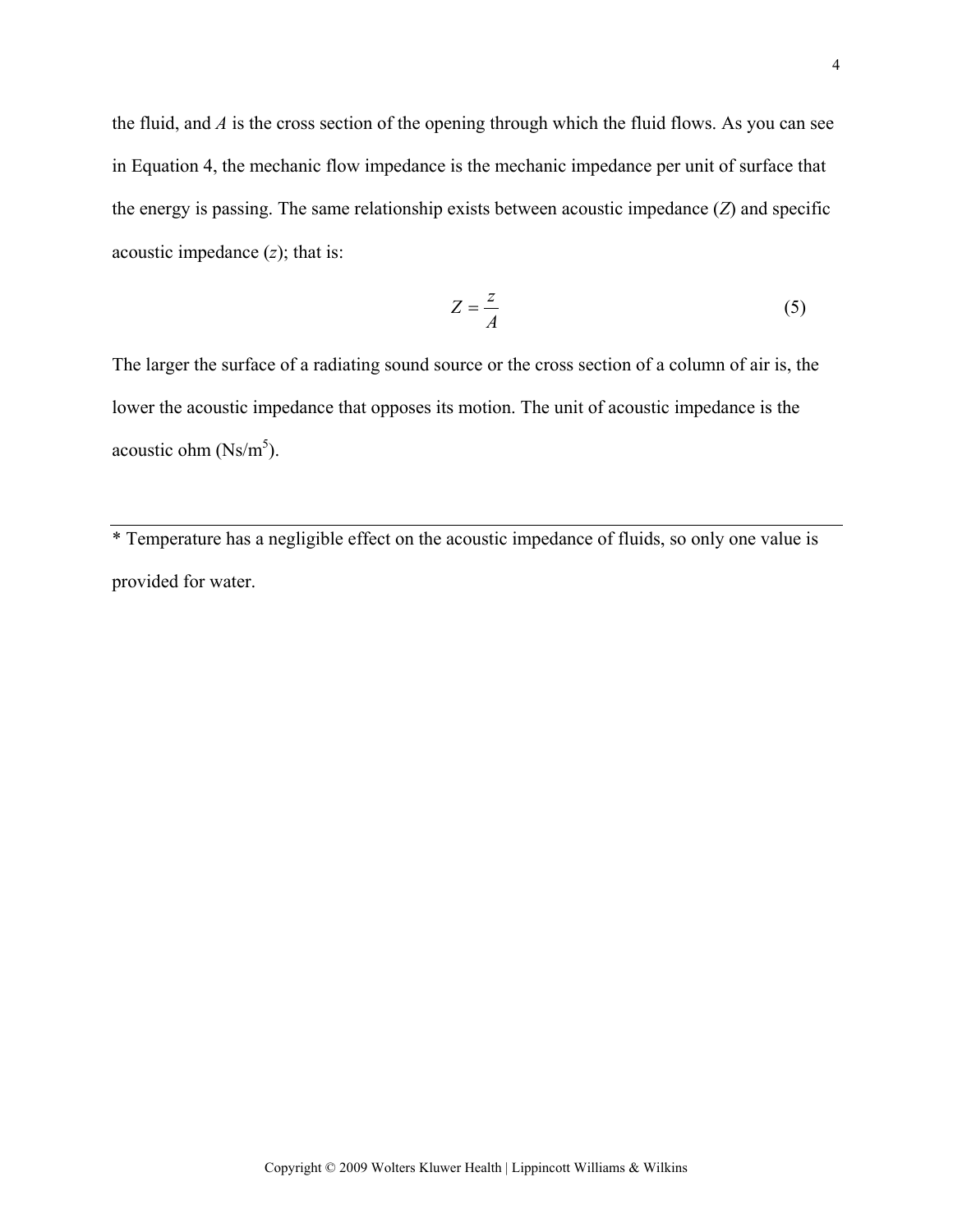the fluid, and $A$ is the cross section of the opening through which the fluid flows. As you can see in Equation 4, the mechanic flow impedance is the mechanic impedance per unit of surface that the energy is passing. The same relationship exists between acoustic impedance ($Z$) and specific acoustic impedance ($z$); that is:

$$Z = \frac{z}{A} \tag{5}$$

The larger the surface of a radiating sound source or the cross section of a column of air is, the lower the acoustic impedance that opposes its motion. The unit of acoustic impedance is the acoustic ohm ($Ns/m^5$).

---

* Temperature has a negligible effect on the acoustic impedance of fluids, so only one value is provided for water.